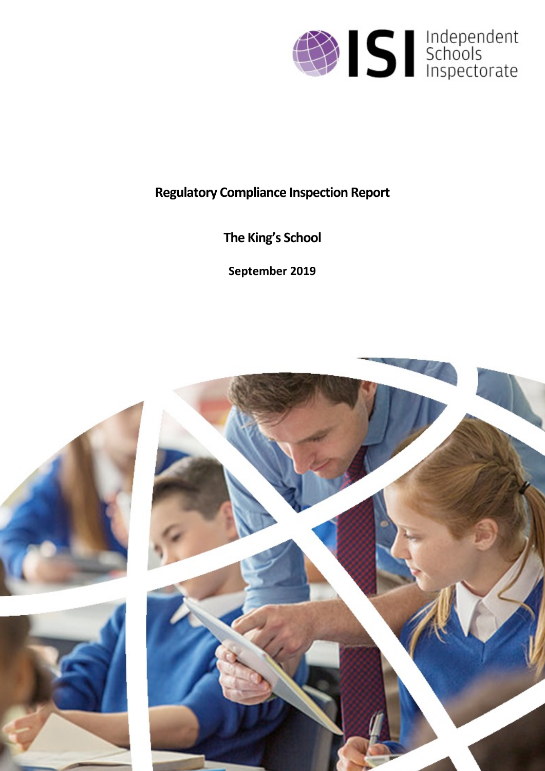Independent Schools Inspectorate

**Regulatory Compliance Inspection Report**

**The King's School**

**September 2019**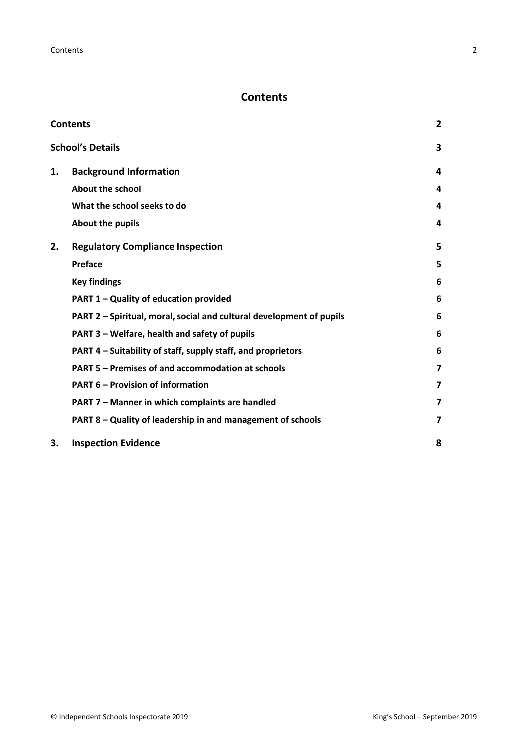# Contents

| | | |
|---|---|---|
| **Contents** | | **2** |
| **School's Details** | | **3** |
| **1.** | **Background Information** | **4** |
| | **About the school** | **4** |
| | **What the school seeks to do** | **4** |
| | **About the pupils** | **4** |
| **2.** | **Regulatory Compliance Inspection** | **5** |
| | **Preface** | **5** |
| | **Key findings** | **6** |
| | **PART 1 – Quality of education provided** | **6** |
| | **PART 2 – Spiritual, moral, social and cultural development of pupils** | **6** |
| | **PART 3 – Welfare, health and safety of pupils** | **6** |
| | **PART 4 – Suitability of staff, supply staff, and proprietors** | **6** |
| | **PART 5 – Premises of and accommodation at schools** | **7** |
| | **PART 6 – Provision of information** | **7** |
| | **PART 7 – Manner in which complaints are handled** | **7** |
| | **PART 8 – Quality of leadership in and management of schools** | **7** |
| **3.** | **Inspection Evidence** | **8** |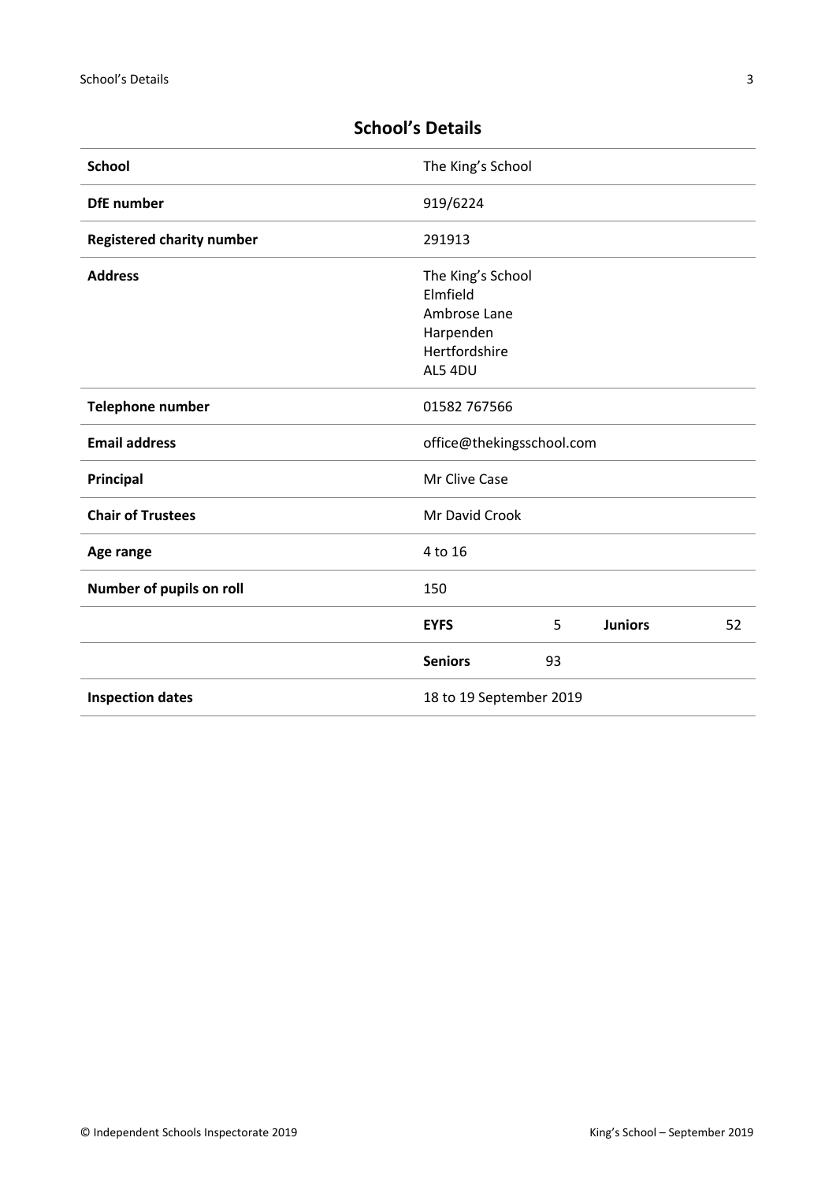## School's Details

| | | | | |
|---|---|---|---|---|
| **School** | The King's School | | | |
| **DfE number** | 919/6224 | | | |
| **Registered charity number** | 291913 | | | |
| **Address** | The King's School<br>Elmfield<br>Ambrose Lane<br>Harpenden<br>Hertfordshire<br>AL5 4DU | | | |
| **Telephone number** | 01582 767566 | | | |
| **Email address** | office@thekingsschool.com | | | |
| **Principal** | Mr Clive Case | | | |
| **Chair of Trustees** | Mr David Crook | | | |
| **Age range** | 4 to 16 | | | |
| **Number of pupils on roll** | 150 | | | |
| | **EYFS** | 5 | **Juniors** | 52 |
| | **Seniors** | 93 | | |
| **Inspection dates** | 18 to 19 September 2019 | | | |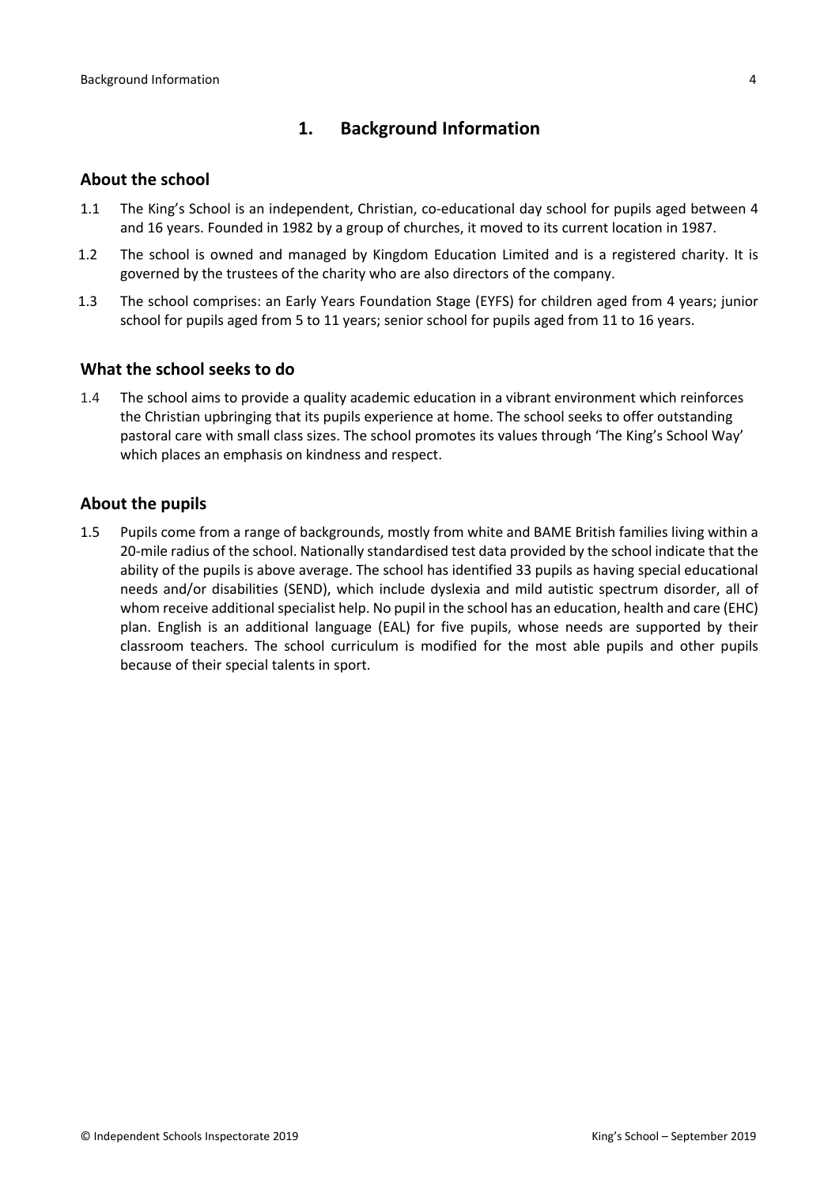# 1. Background Information

## About the school

1.1 The King's School is an independent, Christian, co-educational day school for pupils aged between 4 and 16 years. Founded in 1982 by a group of churches, it moved to its current location in 1987.

1.2 The school is owned and managed by Kingdom Education Limited and is a registered charity. It is governed by the trustees of the charity who are also directors of the company.

1.3 The school comprises: an Early Years Foundation Stage (EYFS) for children aged from 4 years; junior school for pupils aged from 5 to 11 years; senior school for pupils aged from 11 to 16 years.

## What the school seeks to do

1.4 The school aims to provide a quality academic education in a vibrant environment which reinforces the Christian upbringing that its pupils experience at home. The school seeks to offer outstanding pastoral care with small class sizes. The school promotes its values through 'The King's School Way' which places an emphasis on kindness and respect.

## About the pupils

1.5 Pupils come from a range of backgrounds, mostly from white and BAME British families living within a 20-mile radius of the school. Nationally standardised test data provided by the school indicate that the ability of the pupils is above average. The school has identified 33 pupils as having special educational needs and/or disabilities (SEND), which include dyslexia and mild autistic spectrum disorder, all of whom receive additional specialist help. No pupil in the school has an education, health and care (EHC) plan. English is an additional language (EAL) for five pupils, whose needs are supported by their classroom teachers. The school curriculum is modified for the most able pupils and other pupils because of their special talents in sport.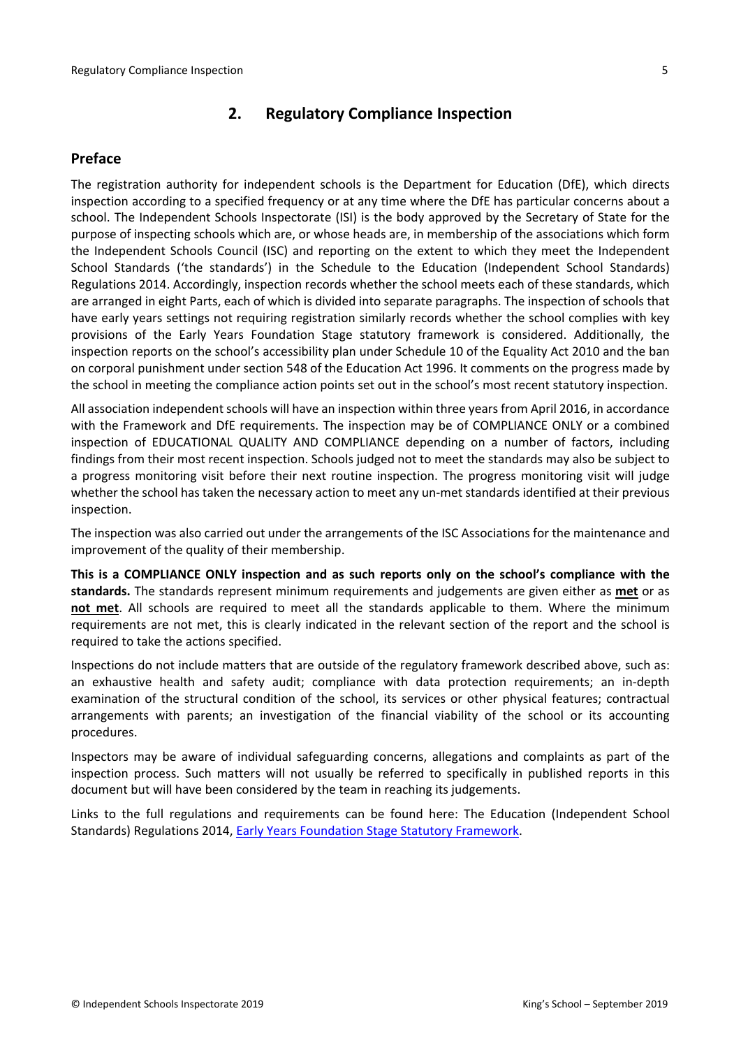## 2. Regulatory Compliance Inspection

### Preface

The registration authority for independent schools is the Department for Education (DfE), which directs inspection according to a specified frequency or at any time where the DfE has particular concerns about a school. The Independent Schools Inspectorate (ISI) is the body approved by the Secretary of State for the purpose of inspecting schools which are, or whose heads are, in membership of the associations which form the Independent Schools Council (ISC) and reporting on the extent to which they meet the Independent School Standards ('the standards') in the Schedule to the Education (Independent School Standards) Regulations 2014. Accordingly, inspection records whether the school meets each of these standards, which are arranged in eight Parts, each of which is divided into separate paragraphs. The inspection of schools that have early years settings not requiring registration similarly records whether the school complies with key provisions of the Early Years Foundation Stage statutory framework is considered. Additionally, the inspection reports on the school's accessibility plan under Schedule 10 of the Equality Act 2010 and the ban on corporal punishment under section 548 of the Education Act 1996. It comments on the progress made by the school in meeting the compliance action points set out in the school's most recent statutory inspection.

All association independent schools will have an inspection within three years from April 2016, in accordance with the Framework and DfE requirements. The inspection may be of COMPLIANCE ONLY or a combined inspection of EDUCATIONAL QUALITY AND COMPLIANCE depending on a number of factors, including findings from their most recent inspection. Schools judged not to meet the standards may also be subject to a progress monitoring visit before their next routine inspection. The progress monitoring visit will judge whether the school has taken the necessary action to meet any un-met standards identified at their previous inspection.

The inspection was also carried out under the arrangements of the ISC Associations for the maintenance and improvement of the quality of their membership.

**This is a COMPLIANCE ONLY inspection and as such reports only on the school's compliance with the standards.** The standards represent minimum requirements and judgements are given either as **met** or as **not met**. All schools are required to meet all the standards applicable to them. Where the minimum requirements are not met, this is clearly indicated in the relevant section of the report and the school is required to take the actions specified.

Inspections do not include matters that are outside of the regulatory framework described above, such as: an exhaustive health and safety audit; compliance with data protection requirements; an in-depth examination of the structural condition of the school, its services or other physical features; contractual arrangements with parents; an investigation of the financial viability of the school or its accounting procedures.

Inspectors may be aware of individual safeguarding concerns, allegations and complaints as part of the inspection process. Such matters will not usually be referred to specifically in published reports in this document but will have been considered by the team in reaching its judgements.

Links to the full regulations and requirements can be found here: The Education (Independent School Standards) Regulations 2014, Early Years Foundation Stage Statutory Framework.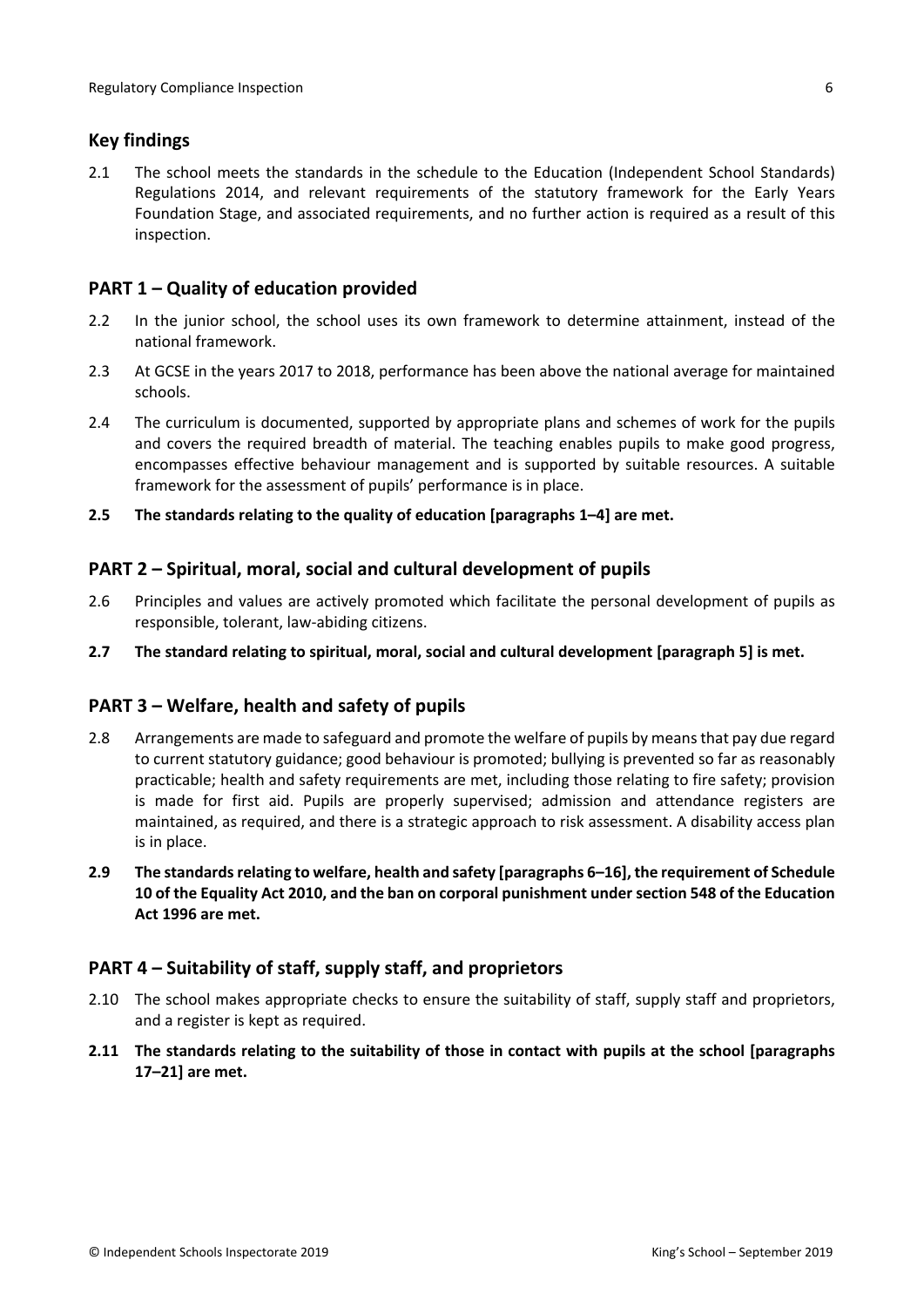## Key findings

2.1 The school meets the standards in the schedule to the Education (Independent School Standards) Regulations 2014, and relevant requirements of the statutory framework for the Early Years Foundation Stage, and associated requirements, and no further action is required as a result of this inspection.

## PART 1 – Quality of education provided

2.2 In the junior school, the school uses its own framework to determine attainment, instead of the national framework.

2.3 At GCSE in the years 2017 to 2018, performance has been above the national average for maintained schools.

2.4 The curriculum is documented, supported by appropriate plans and schemes of work for the pupils and covers the required breadth of material. The teaching enables pupils to make good progress, encompasses effective behaviour management and is supported by suitable resources. A suitable framework for the assessment of pupils' performance is in place.

**2.5 The standards relating to the quality of education [paragraphs 1–4] are met.**

## PART 2 – Spiritual, moral, social and cultural development of pupils

2.6 Principles and values are actively promoted which facilitate the personal development of pupils as responsible, tolerant, law-abiding citizens.

**2.7 The standard relating to spiritual, moral, social and cultural development [paragraph 5] is met.**

## PART 3 – Welfare, health and safety of pupils

2.8 Arrangements are made to safeguard and promote the welfare of pupils by means that pay due regard to current statutory guidance; good behaviour is promoted; bullying is prevented so far as reasonably practicable; health and safety requirements are met, including those relating to fire safety; provision is made for first aid. Pupils are properly supervised; admission and attendance registers are maintained, as required, and there is a strategic approach to risk assessment. A disability access plan is in place.

**2.9 The standards relating to welfare, health and safety [paragraphs 6–16], the requirement of Schedule 10 of the Equality Act 2010, and the ban on corporal punishment under section 548 of the Education Act 1996 are met.**

## PART 4 – Suitability of staff, supply staff, and proprietors

2.10 The school makes appropriate checks to ensure the suitability of staff, supply staff and proprietors, and a register is kept as required.

**2.11 The standards relating to the suitability of those in contact with pupils at the school [paragraphs 17–21] are met.**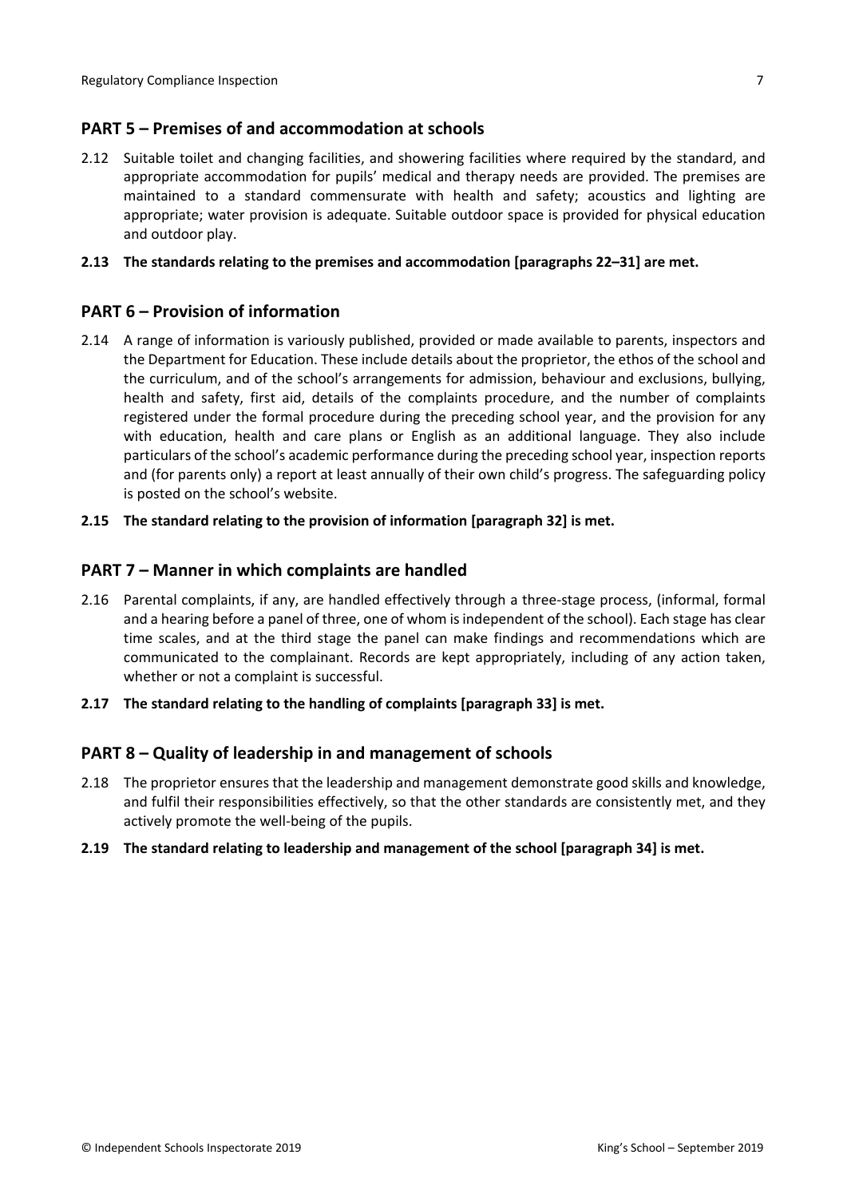## PART 5 – Premises of and accommodation at schools

2.12 Suitable toilet and changing facilities, and showering facilities where required by the standard, and appropriate accommodation for pupils' medical and therapy needs are provided. The premises are maintained to a standard commensurate with health and safety; acoustics and lighting are appropriate; water provision is adequate. Suitable outdoor space is provided for physical education and outdoor play.

**2.13 The standards relating to the premises and accommodation [paragraphs 22–31] are met.**

## PART 6 – Provision of information

2.14 A range of information is variously published, provided or made available to parents, inspectors and the Department for Education. These include details about the proprietor, the ethos of the school and the curriculum, and of the school's arrangements for admission, behaviour and exclusions, bullying, health and safety, first aid, details of the complaints procedure, and the number of complaints registered under the formal procedure during the preceding school year, and the provision for any with education, health and care plans or English as an additional language. They also include particulars of the school's academic performance during the preceding school year, inspection reports and (for parents only) a report at least annually of their own child's progress. The safeguarding policy is posted on the school's website.

**2.15 The standard relating to the provision of information [paragraph 32] is met.**

## PART 7 – Manner in which complaints are handled

2.16 Parental complaints, if any, are handled effectively through a three-stage process, (informal, formal and a hearing before a panel of three, one of whom is independent of the school). Each stage has clear time scales, and at the third stage the panel can make findings and recommendations which are communicated to the complainant. Records are kept appropriately, including of any action taken, whether or not a complaint is successful.

**2.17 The standard relating to the handling of complaints [paragraph 33] is met.**

## PART 8 – Quality of leadership in and management of schools

2.18 The proprietor ensures that the leadership and management demonstrate good skills and knowledge, and fulfil their responsibilities effectively, so that the other standards are consistently met, and they actively promote the well-being of the pupils.

**2.19 The standard relating to leadership and management of the school [paragraph 34] is met.**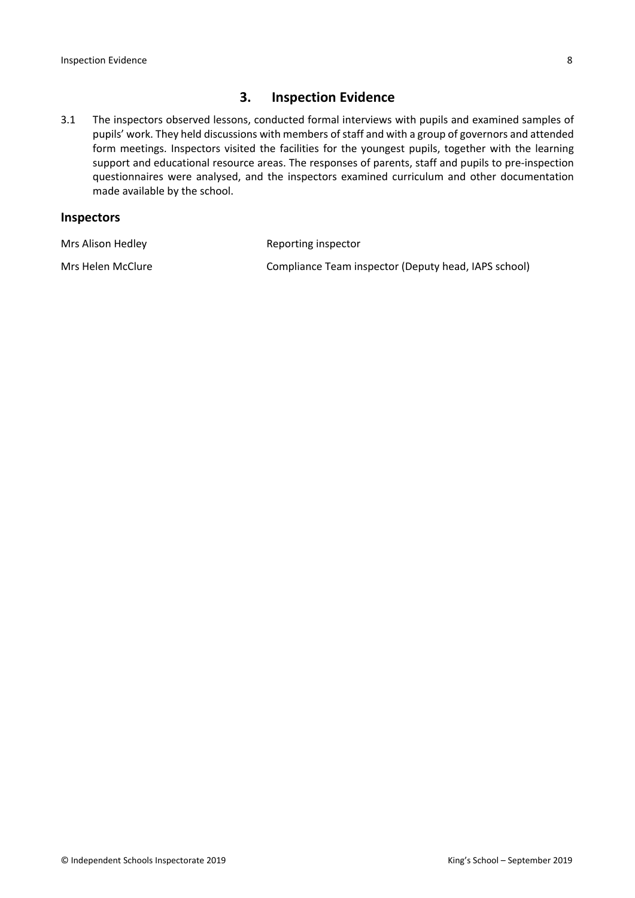## 3. Inspection Evidence

3.1 The inspectors observed lessons, conducted formal interviews with pupils and examined samples of pupils' work. They held discussions with members of staff and with a group of governors and attended form meetings. Inspectors visited the facilities for the youngest pupils, together with the learning support and educational resource areas. The responses of parents, staff and pupils to pre-inspection questionnaires were analysed, and the inspectors examined curriculum and other documentation made available by the school.

### Inspectors

| | |
|---|---|
| Mrs Alison Hedley | Reporting inspector |
| Mrs Helen McClure | Compliance Team inspector (Deputy head, IAPS school) |